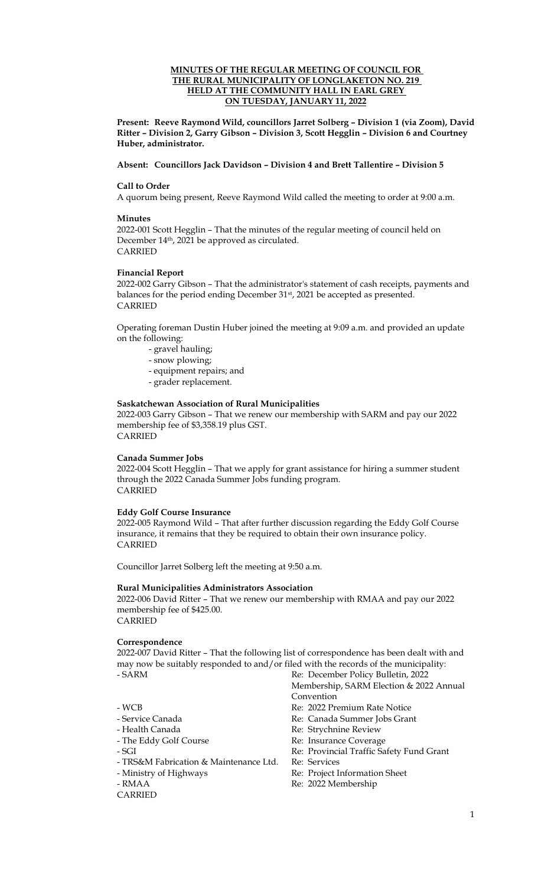**MINUTES OF THE REGULAR MEETING OF COUNCIL FOR THE RURAL MUNICIPALITY OF LONGLAKETON NO. 219 HELD AT THE COMMUNITY HALL IN EARL GREY ON TUESDAY, JANUARY 11, 2022**

**Present: Reeve Raymond Wild, councillors Jarret Solberg – Division 1 (via Zoom), David Ritter – Division 2, Garry Gibson – Division 3, Scott Hegglin – Division 6 and Courtney Huber, administrator.**

**Absent: Councillors Jack Davidson – Division 4 and Brett Tallentire – Division 5**

**Call to Order**

A quorum being present, Reeve Raymond Wild called the meeting to order at 9:00 a.m.

**Minutes**

2022-001 Scott Hegglin – That the minutes of the regular meeting of council held on December 14th, 2021 be approved as circulated.
CARRIED

**Financial Report**

2022-002 Garry Gibson – That the administrator's statement of cash receipts, payments and balances for the period ending December 31st, 2021 be accepted as presented.
CARRIED

Operating foreman Dustin Huber joined the meeting at 9:09 a.m. and provided an update on the following:

- gravel hauling;
- snow plowing;
- equipment repairs; and
- grader replacement.

**Saskatchewan Association of Rural Municipalities**

2022-003 Garry Gibson – That we renew our membership with SARM and pay our 2022 membership fee of $3,358.19 plus GST.
CARRIED

**Canada Summer Jobs**

2022-004 Scott Hegglin – That we apply for grant assistance for hiring a summer student through the 2022 Canada Summer Jobs funding program.
CARRIED

**Eddy Golf Course Insurance**

2022-005 Raymond Wild – That after further discussion regarding the Eddy Golf Course insurance, it remains that they be required to obtain their own insurance policy.
CARRIED

Councillor Jarret Solberg left the meeting at 9:50 a.m.

**Rural Municipalities Administrators Association**

2022-006 David Ritter – That we renew our membership with RMAA and pay our 2022 membership fee of $425.00.
CARRIED

**Correspondence**

2022-007 David Ritter – That the following list of correspondence has been dealt with and may now be suitably responded to and/or filed with the records of the municipality:

| | |
|---|---|
| - SARM | Re: December Policy Bulletin, 2022 Membership, SARM Election & 2022 Annual Convention |
| - WCB | Re: 2022 Premium Rate Notice |
| - Service Canada | Re: Canada Summer Jobs Grant |
| - Health Canada | Re: Strychnine Review |
| - The Eddy Golf Course | Re: Insurance Coverage |
| - SGI | Re: Provincial Traffic Safety Fund Grant |
| - TRS&M Fabrication & Maintenance Ltd. | Re: Services |
| - Ministry of Highways | Re: Project Information Sheet |
| - RMAA | Re: 2022 Membership |

CARRIED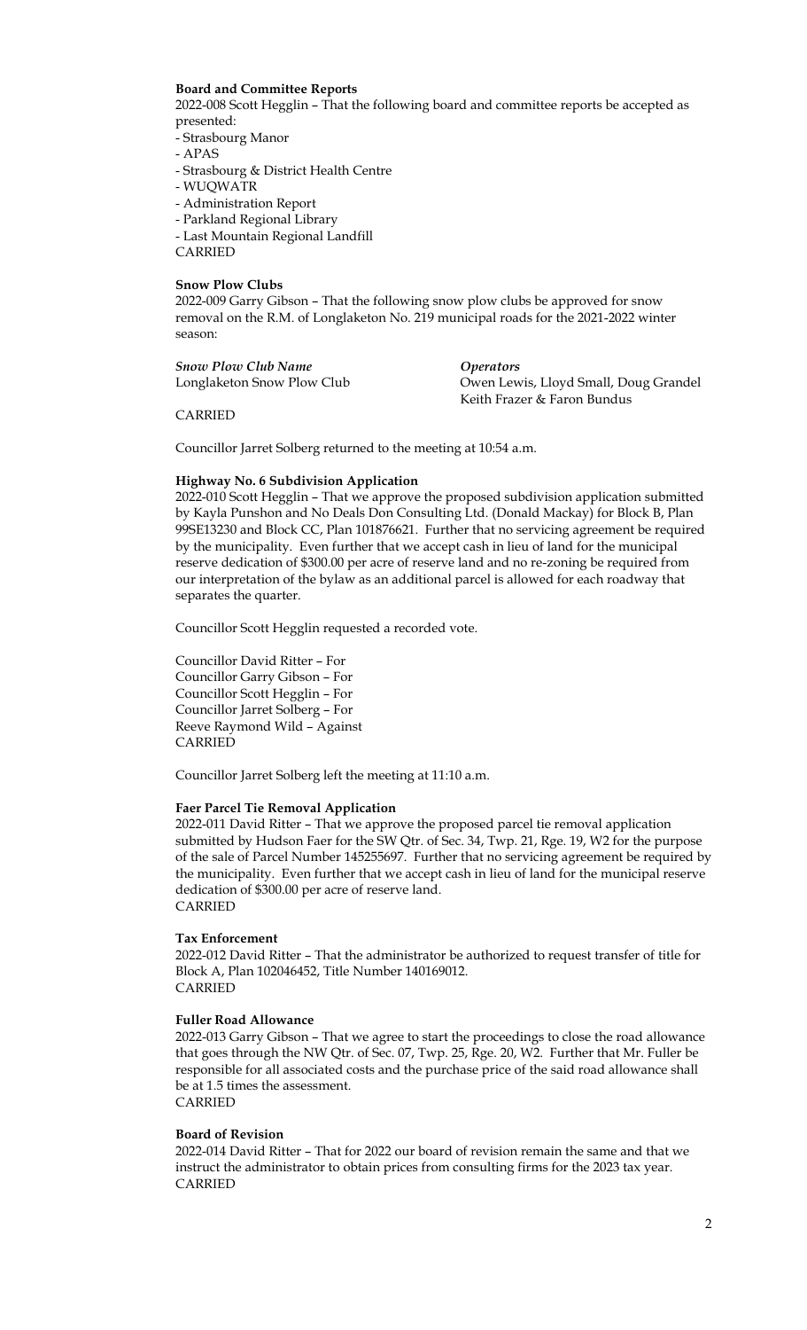**Board and Committee Reports**

2022-008 Scott Hegglin – That the following board and committee reports be accepted as presented:

- Strasbourg Manor
- APAS
- Strasbourg & District Health Centre
- WUQWATR
- Administration Report
- Parkland Regional Library
- Last Mountain Regional Landfill

CARRIED

**Snow Plow Clubs**

2022-009 Garry Gibson – That the following snow plow clubs be approved for snow removal on the R.M. of Longlaketon No. 219 municipal roads for the 2021-2022 winter season:

| *Snow Plow Club Name* | *Operators* |
| --- | --- |
| Longlaketon Snow Plow Club | Owen Lewis, Lloyd Small, Doug Grandel Keith Frazer & Faron Bundus |

CARRIED

Councillor Jarret Solberg returned to the meeting at 10:54 a.m.

**Highway No. 6 Subdivision Application**

2022-010 Scott Hegglin – That we approve the proposed subdivision application submitted by Kayla Punshon and No Deals Don Consulting Ltd. (Donald Mackay) for Block B, Plan 99SE13230 and Block CC, Plan 101876621. Further that no servicing agreement be required by the municipality. Even further that we accept cash in lieu of land for the municipal reserve dedication of $300.00 per acre of reserve land and no re-zoning be required from our interpretation of the bylaw as an additional parcel is allowed for each roadway that separates the quarter.

Councillor Scott Hegglin requested a recorded vote.

Councillor David Ritter – For
Councillor Garry Gibson – For
Councillor Scott Hegglin – For
Councillor Jarret Solberg – For
Reeve Raymond Wild – Against
CARRIED

Councillor Jarret Solberg left the meeting at 11:10 a.m.

**Faer Parcel Tie Removal Application**

2022-011 David Ritter – That we approve the proposed parcel tie removal application submitted by Hudson Faer for the SW Qtr. of Sec. 34, Twp. 21, Rge. 19, W2 for the purpose of the sale of Parcel Number 145255697. Further that no servicing agreement be required by the municipality. Even further that we accept cash in lieu of land for the municipal reserve dedication of $300.00 per acre of reserve land.
CARRIED

**Tax Enforcement**

2022-012 David Ritter – That the administrator be authorized to request transfer of title for Block A, Plan 102046452, Title Number 140169012.
CARRIED

**Fuller Road Allowance**

2022-013 Garry Gibson – That we agree to start the proceedings to close the road allowance that goes through the NW Qtr. of Sec. 07, Twp. 25, Rge. 20, W2. Further that Mr. Fuller be responsible for all associated costs and the purchase price of the said road allowance shall be at 1.5 times the assessment.
CARRIED

**Board of Revision**

2022-014 David Ritter – That for 2022 our board of revision remain the same and that we instruct the administrator to obtain prices from consulting firms for the 2023 tax year.
CARRIED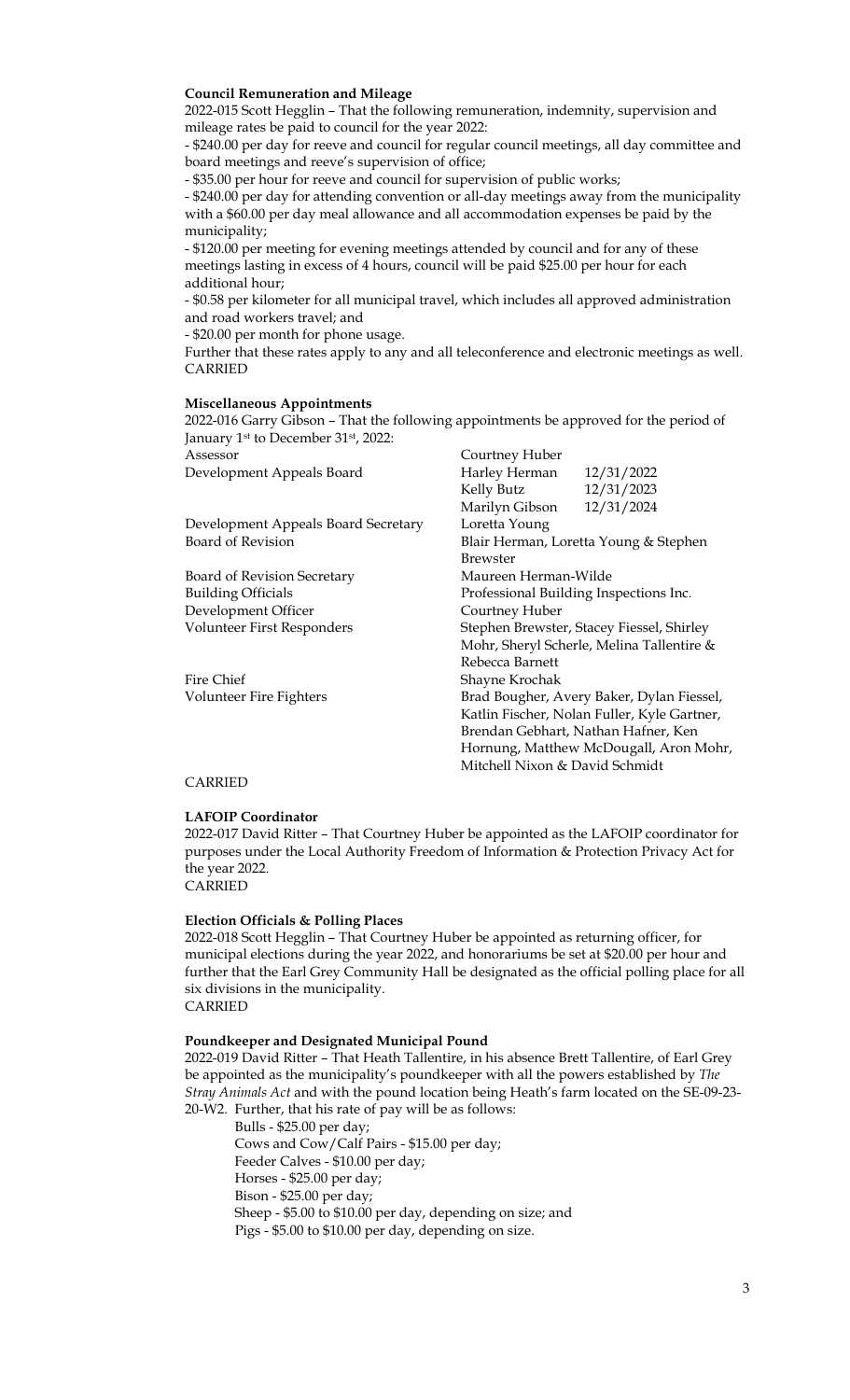**Council Remuneration and Mileage**

2022-015 Scott Hegglin – That the following remuneration, indemnity, supervision and mileage rates be paid to council for the year 2022:

- $240.00 per day for reeve and council for regular council meetings, all day committee and board meetings and reeve's supervision of office;
- $35.00 per hour for reeve and council for supervision of public works;
- $240.00 per day for attending convention or all-day meetings away from the municipality with a $60.00 per day meal allowance and all accommodation expenses be paid by the municipality;
- $120.00 per meeting for evening meetings attended by council and for any of these meetings lasting in excess of 4 hours, council will be paid $25.00 per hour for each additional hour;
- $0.58 per kilometer for all municipal travel, which includes all approved administration and road workers travel; and
- $20.00 per month for phone usage.

Further that these rates apply to any and all teleconference and electronic meetings as well.
CARRIED

**Miscellaneous Appointments**

2022-016 Garry Gibson – That the following appointments be approved for the period of January 1st to December 31st, 2022:

| | | |
|---|---|---|
| Assessor | Courtney Huber | |
| Development Appeals Board | Harley Herman | 12/31/2022 |
| | Kelly Butz | 12/31/2023 |
| | Marilyn Gibson | 12/31/2024 |
| Development Appeals Board Secretary | Loretta Young | |
| Board of Revision | Blair Herman, Loretta Young & Stephen Brewster | |
| Board of Revision Secretary | Maureen Herman-Wilde | |
| Building Officials | Professional Building Inspections Inc. | |
| Development Officer | Courtney Huber | |
| Volunteer First Responders | Stephen Brewster, Stacey Fiessel, Shirley Mohr, Sheryl Scherle, Melina Tallentire & Rebecca Barnett | |
| Fire Chief | Shayne Krochak | |
| Volunteer Fire Fighters | Brad Bougher, Avery Baker, Dylan Fiessel, Katlin Fischer, Nolan Fuller, Kyle Gartner, Brendan Gebhart, Nathan Hafner, Ken Hornung, Matthew McDougall, Aron Mohr, Mitchell Nixon & David Schmidt | |

CARRIED

**LAFOIP Coordinator**

2022-017 David Ritter – That Courtney Huber be appointed as the LAFOIP coordinator for purposes under the Local Authority Freedom of Information & Protection Privacy Act for the year 2022.
CARRIED

**Election Officials & Polling Places**

2022-018 Scott Hegglin – That Courtney Huber be appointed as returning officer, for municipal elections during the year 2022, and honorariums be set at $20.00 per hour and further that the Earl Grey Community Hall be designated as the official polling place for all six divisions in the municipality.
CARRIED

**Poundkeeper and Designated Municipal Pound**

2022-019 David Ritter – That Heath Tallentire, in his absence Brett Tallentire, of Earl Grey be appointed as the municipality's poundkeeper with all the powers established by *The Stray Animals Act* and with the pound location being Heath's farm located on the SE-09-23-20-W2. Further, that his rate of pay will be as follows:

- Bulls - $25.00 per day;
- Cows and Cow/Calf Pairs - $15.00 per day;
- Feeder Calves - $10.00 per day;
- Horses - $25.00 per day;
- Bison - $25.00 per day;
- Sheep - $5.00 to $10.00 per day, depending on size; and
- Pigs - $5.00 to $10.00 per day, depending on size.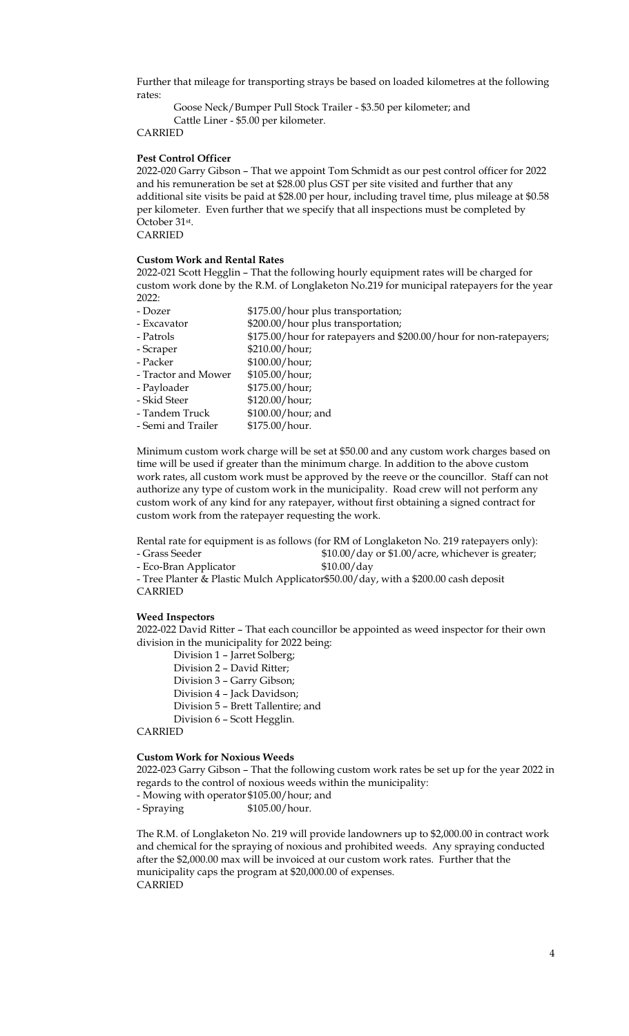Further that mileage for transporting strays be based on loaded kilometres at the following rates:

Goose Neck/Bumper Pull Stock Trailer - $3.50 per kilometer; and
Cattle Liner - $5.00 per kilometer.

CARRIED

**Pest Control Officer**

2022-020 Garry Gibson – That we appoint Tom Schmidt as our pest control officer for 2022 and his remuneration be set at $28.00 plus GST per site visited and further that any additional site visits be paid at $28.00 per hour, including travel time, plus mileage at $0.58 per kilometer. Even further that we specify that all inspections must be completed by October 31st.

CARRIED

**Custom Work and Rental Rates**

2022-021 Scott Hegglin – That the following hourly equipment rates will be charged for custom work done by the R.M. of Longlaketon No.219 for municipal ratepayers for the year 2022:

- Dozer $175.00/hour plus transportation;
- Excavator $200.00/hour plus transportation;
- Patrols $175.00/hour for ratepayers and $200.00/hour for non-ratepayers;
- Scraper $210.00/hour;
- Packer $100.00/hour;
- Tractor and Mower $105.00/hour;
- Payloader $175.00/hour;
- Skid Steer $120.00/hour;
- Tandem Truck $100.00/hour; and
- Semi and Trailer $175.00/hour.

Minimum custom work charge will be set at $50.00 and any custom work charges based on time will be used if greater than the minimum charge. In addition to the above custom work rates, all custom work must be approved by the reeve or the councillor. Staff can not authorize any type of custom work in the municipality. Road crew will not perform any custom work of any kind for any ratepayer, without first obtaining a signed contract for custom work from the ratepayer requesting the work.

Rental rate for equipment is as follows (for RM of Longlaketon No. 219 ratepayers only):

- Grass Seeder $10.00/day or $1.00/acre, whichever is greater;
- Eco-Bran Applicator $10.00/day
- Tree Planter & Plastic Mulch Applicator $50.00/day, with a $200.00 cash deposit

CARRIED

**Weed Inspectors**

2022-022 David Ritter – That each councillor be appointed as weed inspector for their own division in the municipality for 2022 being:

Division 1 – Jarret Solberg;
Division 2 – David Ritter;
Division 3 – Garry Gibson;
Division 4 – Jack Davidson;
Division 5 – Brett Tallentire; and
Division 6 – Scott Hegglin.

CARRIED

**Custom Work for Noxious Weeds**

2022-023 Garry Gibson – That the following custom work rates be set up for the year 2022 in regards to the control of noxious weeds within the municipality:

- Mowing with operator $105.00/hour; and
- Spraying $105.00/hour.

The R.M. of Longlaketon No. 219 will provide landowners up to $2,000.00 in contract work and chemical for the spraying of noxious and prohibited weeds. Any spraying conducted after the $2,000.00 max will be invoiced at our custom work rates. Further that the municipality caps the program at $20,000.00 of expenses.

CARRIED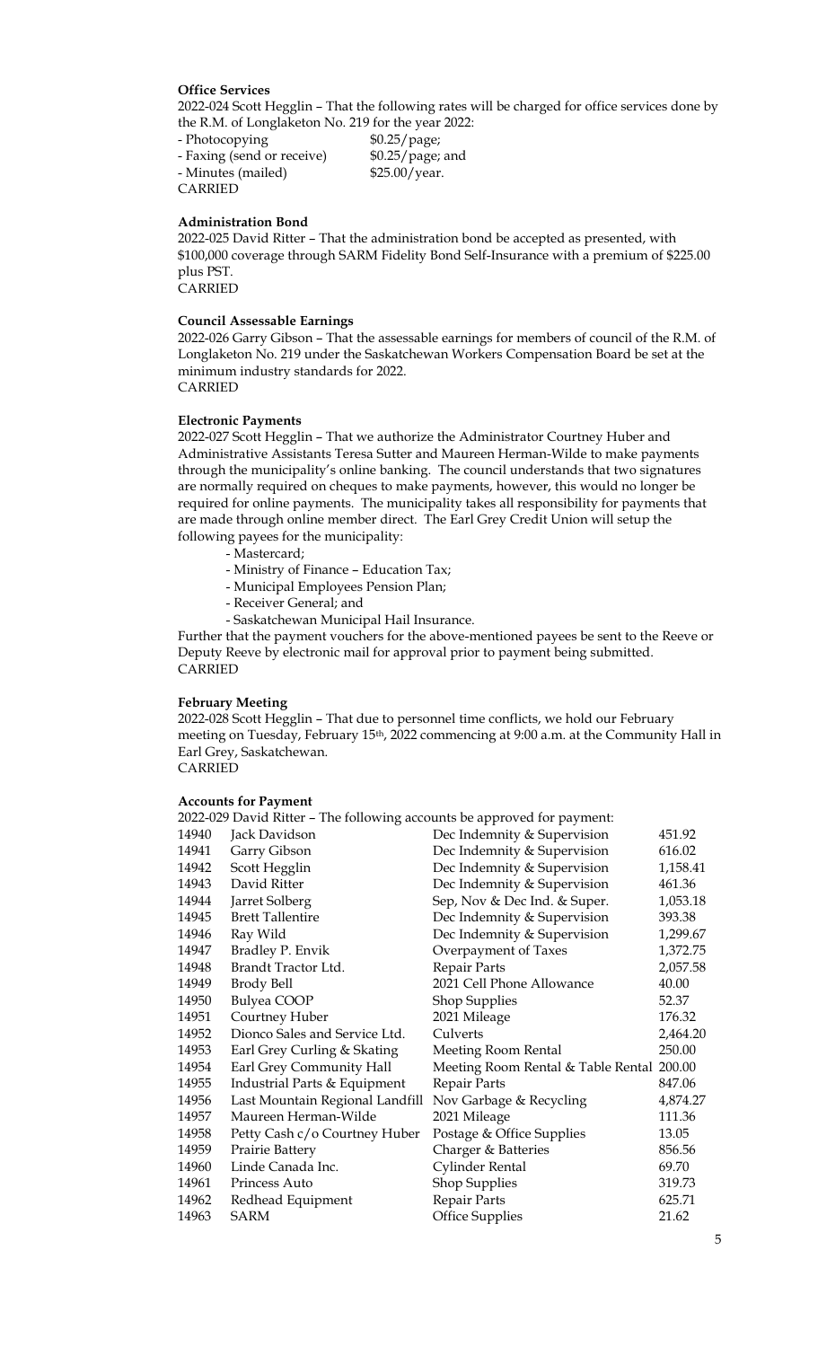**Office Services**

2022-024 Scott Hegglin – That the following rates will be charged for office services done by the R.M. of Longlaketon No. 219 for the year 2022:

- Photocopying $0.25/page;
- Faxing (send or receive) $0.25/page; and
- Minutes (mailed) $25.00/year.

CARRIED

**Administration Bond**

2022-025 David Ritter – That the administration bond be accepted as presented, with $100,000 coverage through SARM Fidelity Bond Self-Insurance with a premium of $225.00 plus PST.

CARRIED

**Council Assessable Earnings**

2022-026 Garry Gibson – That the assessable earnings for members of council of the R.M. of Longlaketon No. 219 under the Saskatchewan Workers Compensation Board be set at the minimum industry standards for 2022.

CARRIED

**Electronic Payments**

2022-027 Scott Hegglin – That we authorize the Administrator Courtney Huber and Administrative Assistants Teresa Sutter and Maureen Herman-Wilde to make payments through the municipality's online banking. The council understands that two signatures are normally required on cheques to make payments, however, this would no longer be required for online payments. The municipality takes all responsibility for payments that are made through online member direct. The Earl Grey Credit Union will setup the following payees for the municipality:

- Mastercard;
- Ministry of Finance – Education Tax;
- Municipal Employees Pension Plan;
- Receiver General; and
- Saskatchewan Municipal Hail Insurance.

Further that the payment vouchers for the above-mentioned payees be sent to the Reeve or Deputy Reeve by electronic mail for approval prior to payment being submitted.

CARRIED

**February Meeting**

2022-028 Scott Hegglin – That due to personnel time conflicts, we hold our February meeting on Tuesday, February 15th, 2022 commencing at 9:00 a.m. at the Community Hall in Earl Grey, Saskatchewan.

CARRIED

**Accounts for Payment**

2022-029 David Ritter – The following accounts be approved for payment:

| | | | |
|---|---|---|---|
| 14940 | Jack Davidson | Dec Indemnity & Supervision | 451.92 |
| 14941 | Garry Gibson | Dec Indemnity & Supervision | 616.02 |
| 14942 | Scott Hegglin | Dec Indemnity & Supervision | 1,158.41 |
| 14943 | David Ritter | Dec Indemnity & Supervision | 461.36 |
| 14944 | Jarret Solberg | Sep, Nov & Dec Ind. & Super. | 1,053.18 |
| 14945 | Brett Tallentire | Dec Indemnity & Supervision | 393.38 |
| 14946 | Ray Wild | Dec Indemnity & Supervision | 1,299.67 |
| 14947 | Bradley P. Envik | Overpayment of Taxes | 1,372.75 |
| 14948 | Brandt Tractor Ltd. | Repair Parts | 2,057.58 |
| 14949 | Brody Bell | 2021 Cell Phone Allowance | 40.00 |
| 14950 | Bulyea COOP | Shop Supplies | 52.37 |
| 14951 | Courtney Huber | 2021 Mileage | 176.32 |
| 14952 | Dionco Sales and Service Ltd. | Culverts | 2,464.20 |
| 14953 | Earl Grey Curling & Skating | Meeting Room Rental | 250.00 |
| 14954 | Earl Grey Community Hall | Meeting Room Rental & Table Rental | 200.00 |
| 14955 | Industrial Parts & Equipment | Repair Parts | 847.06 |
| 14956 | Last Mountain Regional Landfill | Nov Garbage & Recycling | 4,874.27 |
| 14957 | Maureen Herman-Wilde | 2021 Mileage | 111.36 |
| 14958 | Petty Cash c/o Courtney Huber | Postage & Office Supplies | 13.05 |
| 14959 | Prairie Battery | Charger & Batteries | 856.56 |
| 14960 | Linde Canada Inc. | Cylinder Rental | 69.70 |
| 14961 | Princess Auto | Shop Supplies | 319.73 |
| 14962 | Redhead Equipment | Repair Parts | 625.71 |
| 14963 | SARM | Office Supplies | 21.62 |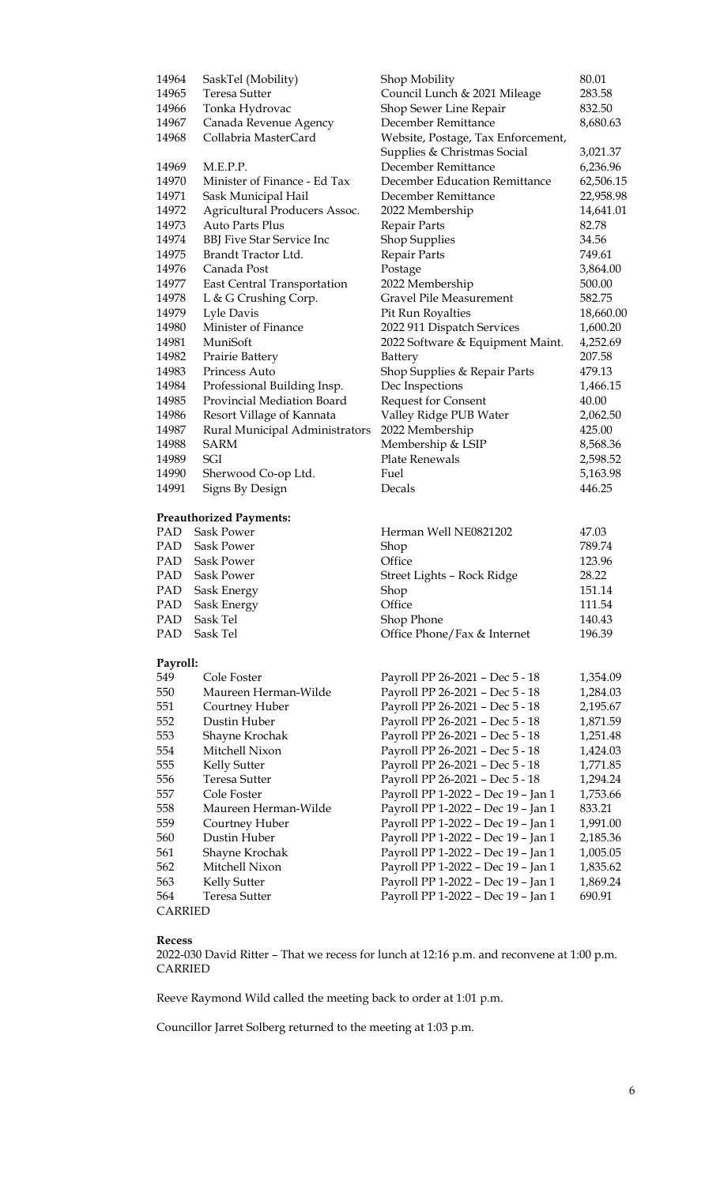| | | | |
|---|---|---|---|
| 14964 | SaskTel (Mobility) | Shop Mobility | 80.01 |
| 14965 | Teresa Sutter | Council Lunch & 2021 Mileage | 283.58 |
| 14966 | Tonka Hydrovac | Shop Sewer Line Repair | 832.50 |
| 14967 | Canada Revenue Agency | December Remittance | 8,680.63 |
| 14968 | Collabria MasterCard | Website, Postage, Tax Enforcement, Supplies & Christmas Social | 3,021.37 |
| 14969 | M.E.P.P. | December Remittance | 6,236.96 |
| 14970 | Minister of Finance - Ed Tax | December Education Remittance | 62,506.15 |
| 14971 | Sask Municipal Hail | December Remittance | 22,958.98 |
| 14972 | Agricultural Producers Assoc. | 2022 Membership | 14,641.01 |
| 14973 | Auto Parts Plus | Repair Parts | 82.78 |
| 14974 | BBJ Five Star Service Inc | Shop Supplies | 34.56 |
| 14975 | Brandt Tractor Ltd. | Repair Parts | 749.61 |
| 14976 | Canada Post | Postage | 3,864.00 |
| 14977 | East Central Transportation | 2022 Membership | 500.00 |
| 14978 | L & G Crushing Corp. | Gravel Pile Measurement | 582.75 |
| 14979 | Lyle Davis | Pit Run Royalties | 18,660.00 |
| 14980 | Minister of Finance | 2022 911 Dispatch Services | 1,600.20 |
| 14981 | MuniSoft | 2022 Software & Equipment Maint. | 4,252.69 |
| 14982 | Prairie Battery | Battery | 207.58 |
| 14983 | Princess Auto | Shop Supplies & Repair Parts | 479.13 |
| 14984 | Professional Building Insp. | Dec Inspections | 1,466.15 |
| 14985 | Provincial Mediation Board | Request for Consent | 40.00 |
| 14986 | Resort Village of Kannata | Valley Ridge PUB Water | 2,062.50 |
| 14987 | Rural Municipal Administrators | 2022 Membership | 425.00 |
| 14988 | SARM | Membership & LSIP | 8,568.36 |
| 14989 | SGI | Plate Renewals | 2,598.52 |
| 14990 | Sherwood Co-op Ltd. | Fuel | 5,163.98 |
| 14991 | Signs By Design | Decals | 446.25 |

**Preauthorized Payments:**

| | | | |
|---|---|---|---|
| PAD | Sask Power | Herman Well NE0821202 | 47.03 |
| PAD | Sask Power | Shop | 789.74 |
| PAD | Sask Power | Office | 123.96 |
| PAD | Sask Power | Street Lights – Rock Ridge | 28.22 |
| PAD | Sask Energy | Shop | 151.14 |
| PAD | Sask Energy | Office | 111.54 |
| PAD | Sask Tel | Shop Phone | 140.43 |
| PAD | Sask Tel | Office Phone/Fax & Internet | 196.39 |

**Payroll:**

| | | | |
|---|---|---|---|
| 549 | Cole Foster | Payroll PP 26-2021 – Dec 5 - 18 | 1,354.09 |
| 550 | Maureen Herman-Wilde | Payroll PP 26-2021 – Dec 5 - 18 | 1,284.03 |
| 551 | Courtney Huber | Payroll PP 26-2021 – Dec 5 - 18 | 2,195.67 |
| 552 | Dustin Huber | Payroll PP 26-2021 – Dec 5 - 18 | 1,871.59 |
| 553 | Shayne Krochak | Payroll PP 26-2021 – Dec 5 - 18 | 1,251.48 |
| 554 | Mitchell Nixon | Payroll PP 26-2021 – Dec 5 - 18 | 1,424.03 |
| 555 | Kelly Sutter | Payroll PP 26-2021 – Dec 5 - 18 | 1,771.85 |
| 556 | Teresa Sutter | Payroll PP 26-2021 – Dec 5 - 18 | 1,294.24 |
| 557 | Cole Foster | Payroll PP 1-2022 – Dec 19 – Jan 1 | 1,753.66 |
| 558 | Maureen Herman-Wilde | Payroll PP 1-2022 – Dec 19 – Jan 1 | 833.21 |
| 559 | Courtney Huber | Payroll PP 1-2022 – Dec 19 – Jan 1 | 1,991.00 |
| 560 | Dustin Huber | Payroll PP 1-2022 – Dec 19 – Jan 1 | 2,185.36 |
| 561 | Shayne Krochak | Payroll PP 1-2022 – Dec 19 – Jan 1 | 1,005.05 |
| 562 | Mitchell Nixon | Payroll PP 1-2022 – Dec 19 – Jan 1 | 1,835.62 |
| 563 | Kelly Sutter | Payroll PP 1-2022 – Dec 19 – Jan 1 | 1,869.24 |
| 564 | Teresa Sutter | Payroll PP 1-2022 – Dec 19 – Jan 1 | 690.91 |

CARRIED

**Recess**

2022-030 David Ritter – That we recess for lunch at 12:16 p.m. and reconvene at 1:00 p.m.
CARRIED

Reeve Raymond Wild called the meeting back to order at 1:01 p.m.

Councillor Jarret Solberg returned to the meeting at 1:03 p.m.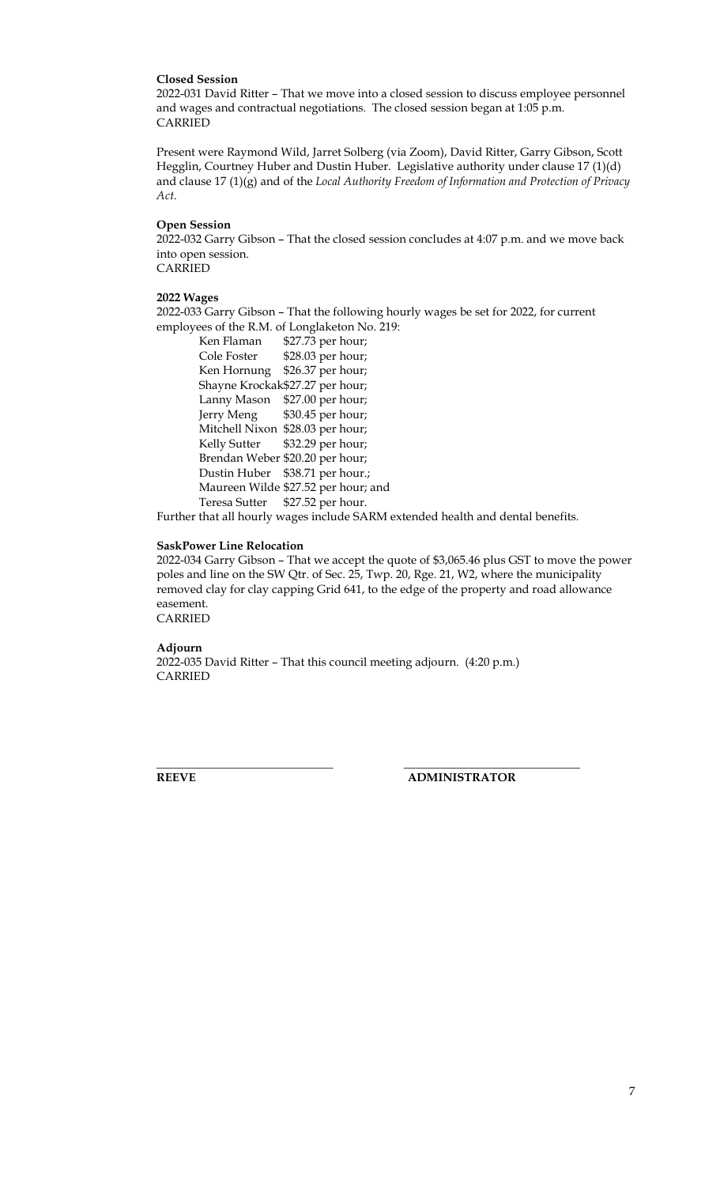**Closed Session**

2022-031 David Ritter – That we move into a closed session to discuss employee personnel and wages and contractual negotiations. The closed session began at 1:05 p.m.
CARRIED

Present were Raymond Wild, Jarret Solberg (via Zoom), David Ritter, Garry Gibson, Scott Hegglin, Courtney Huber and Dustin Huber. Legislative authority under clause 17 (1)(d) and clause 17 (1)(g) and of the *Local Authority Freedom of Information and Protection of Privacy Act*.

**Open Session**

2022-032 Garry Gibson – That the closed session concludes at 4:07 p.m. and we move back into open session.
CARRIED

**2022 Wages**

2022-033 Garry Gibson – That the following hourly wages be set for 2022, for current employees of the R.M. of Longlaketon No. 219:

| | |
|---|---|
| Ken Flaman | $27.73 per hour; |
| Cole Foster | $28.03 per hour; |
| Ken Hornung | $26.37 per hour; |
| Shayne Krockak | $27.27 per hour; |
| Lanny Mason | $27.00 per hour; |
| Jerry Meng | $30.45 per hour; |
| Mitchell Nixon | $28.03 per hour; |
| Kelly Sutter | $32.29 per hour; |
| Brendan Weber | $20.20 per hour; |
| Dustin Huber | $38.71 per hour.; |
| Maureen Wilde | $27.52 per hour; and |
| Teresa Sutter | $27.52 per hour. |

Further that all hourly wages include SARM extended health and dental benefits.

**SaskPower Line Relocation**

2022-034 Garry Gibson – That we accept the quote of $3,065.46 plus GST to move the power poles and line on the SW Qtr. of Sec. 25, Twp. 20, Rge. 21, W2, where the municipality removed clay for clay capping Grid 641, to the edge of the property and road allowance easement.
CARRIED

**Adjourn**

2022-035 David Ritter – That this council meeting adjourn. (4:20 p.m.)
CARRIED

\_\_\_\_\_\_\_\_\_\_\_\_\_\_\_\_\_\_\_\_\_\_\_\_\_\_\_\_\_\_ &nbsp;&nbsp;&nbsp;&nbsp; \_\_\_\_\_\_\_\_\_\_\_\_\_\_\_\_\_\_\_\_\_\_\_\_\_\_\_\_\_\_

**REEVE** &nbsp;&nbsp;&nbsp;&nbsp;&nbsp;&nbsp;&nbsp;&nbsp;&nbsp;&nbsp;&nbsp;&nbsp;&nbsp;&nbsp;&nbsp;&nbsp;&nbsp;&nbsp;&nbsp;&nbsp; **ADMINISTRATOR**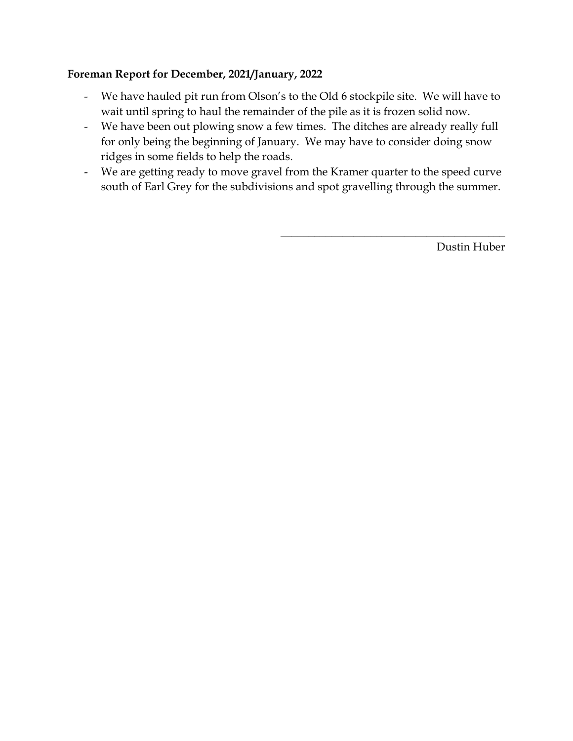**Foreman Report for December, 2021/January, 2022**

- We have hauled pit run from Olson's to the Old 6 stockpile site. We will have to wait until spring to haul the remainder of the pile as it is frozen solid now.
- We have been out plowing snow a few times. The ditches are already really full for only being the beginning of January. We may have to consider doing snow ridges in some fields to help the roads.
- We are getting ready to move gravel from the Kramer quarter to the speed curve south of Earl Grey for the subdivisions and spot gravelling through the summer.

\_\_\_\_\_\_\_\_\_\_\_\_\_\_\_\_\_\_\_\_\_\_\_\_\_\_\_\_\_\_\_\_\_\_\_\_\_\_\_\_

Dustin Huber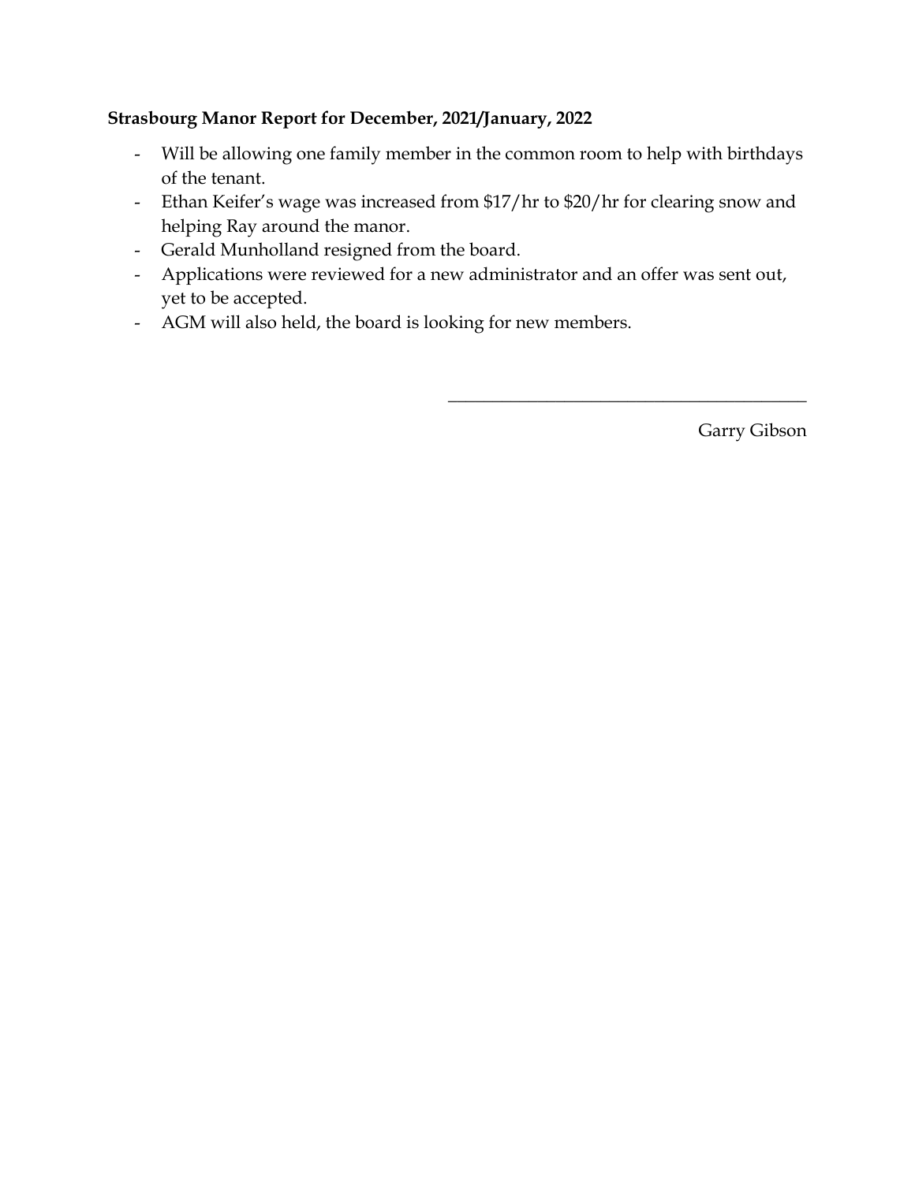**Strasbourg Manor Report for December, 2021/January, 2022**

- Will be allowing one family member in the common room to help with birthdays of the tenant.
- Ethan Keifer's wage was increased from $17/hr to $20/hr for clearing snow and helping Ray around the manor.
- Gerald Munholland resigned from the board.
- Applications were reviewed for a new administrator and an offer was sent out, yet to be accepted.
- AGM will also held, the board is looking for new members.

\_\_\_\_\_\_\_\_\_\_\_\_\_\_\_\_\_\_\_\_\_\_\_\_\_\_\_\_\_\_\_\_\_\_\_\_\_\_\_\_

Garry Gibson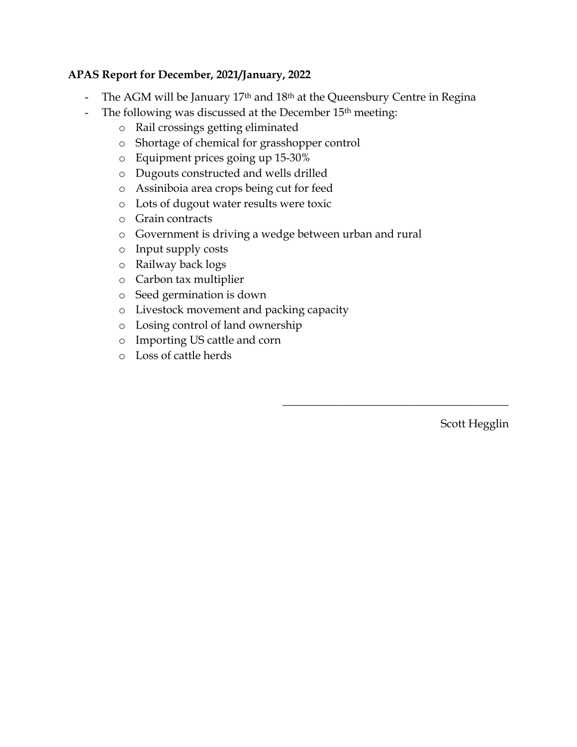**APAS Report for December, 2021/January, 2022**

- The AGM will be January 17th and 18th at the Queensbury Centre in Regina
- The following was discussed at the December 15th meeting:
    - Rail crossings getting eliminated
    - Shortage of chemical for grasshopper control
    - Equipment prices going up 15-30%
    - Dugouts constructed and wells drilled
    - Assiniboia area crops being cut for feed
    - Lots of dugout water results were toxic
    - Grain contracts
    - Government is driving a wedge between urban and rural
    - Input supply costs
    - Railway back logs
    - Carbon tax multiplier
    - Seed germination is down
    - Livestock movement and packing capacity
    - Losing control of land ownership
    - Importing US cattle and corn
    - Loss of cattle herds

\_\_\_\_\_\_\_\_\_\_\_\_\_\_\_\_\_\_\_\_\_\_\_\_\_\_\_\_\_\_\_\_\_\_\_\_\_\_\_\_

Scott Hegglin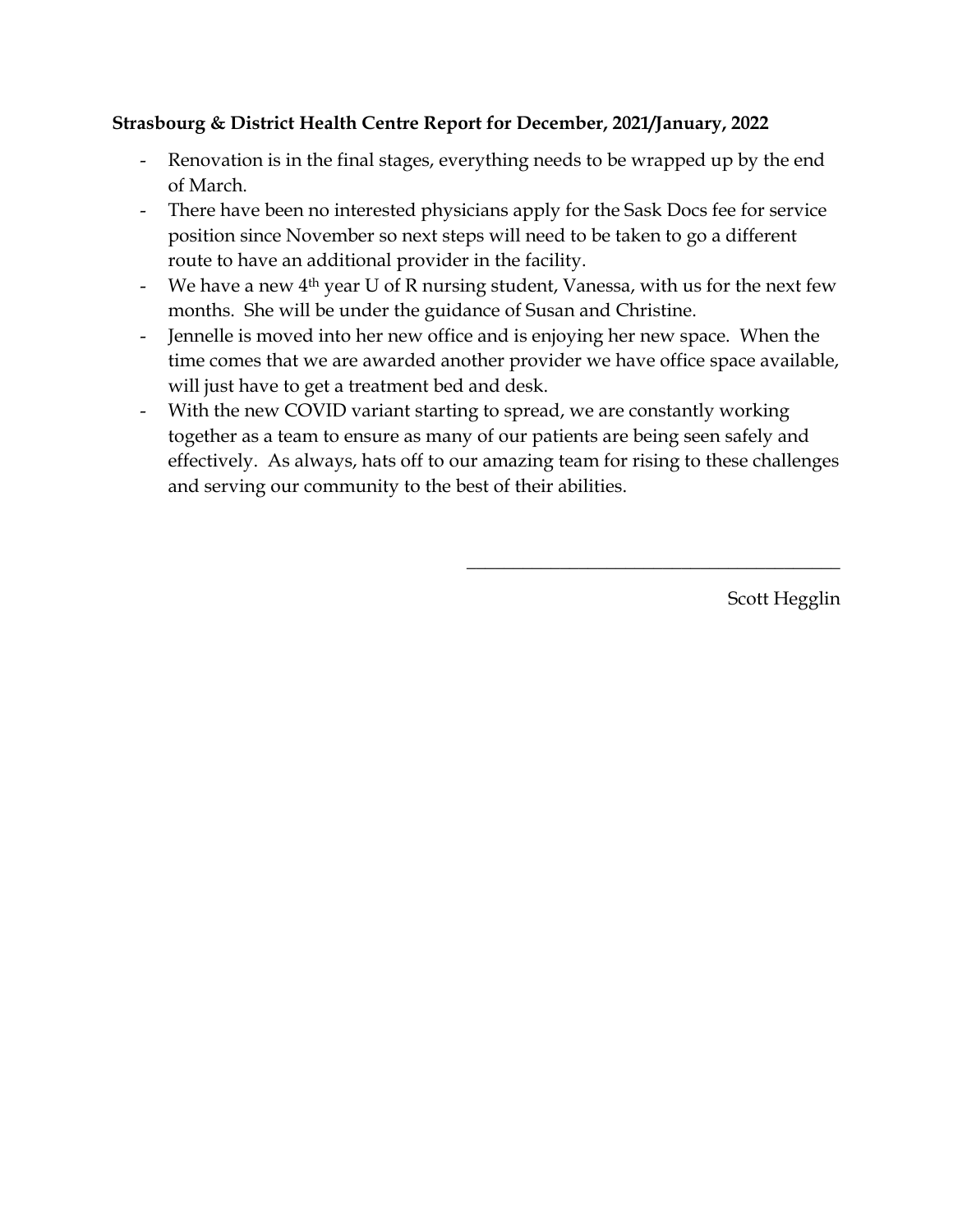**Strasbourg & District Health Centre Report for December, 2021/January, 2022**

- Renovation is in the final stages, everything needs to be wrapped up by the end of March.
- There have been no interested physicians apply for the Sask Docs fee for service position since November so next steps will need to be taken to go a different route to have an additional provider in the facility.
- We have a new 4th year U of R nursing student, Vanessa, with us for the next few months. She will be under the guidance of Susan and Christine.
- Jennelle is moved into her new office and is enjoying her new space. When the time comes that we are awarded another provider we have office space available, will just have to get a treatment bed and desk.
- With the new COVID variant starting to spread, we are constantly working together as a team to ensure as many of our patients are being seen safely and effectively. As always, hats off to our amazing team for rising to these challenges and serving our community to the best of their abilities.

\_\_\_\_\_\_\_\_\_\_\_\_\_\_\_\_\_\_\_\_\_\_\_\_\_\_\_\_\_\_\_\_\_\_\_\_\_\_\_\_

Scott Hegglin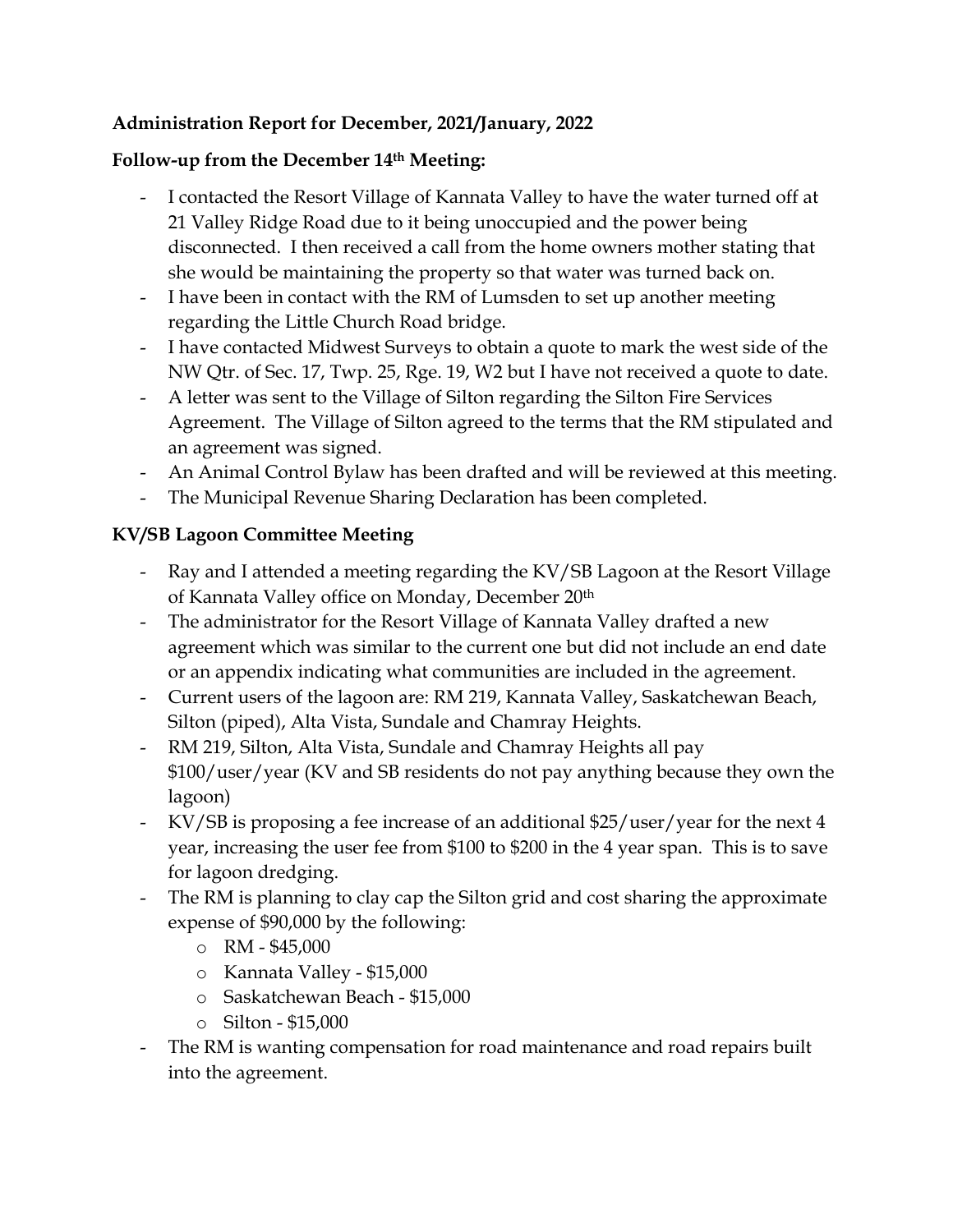**Administration Report for December, 2021/January, 2022**

**Follow-up from the December 14th Meeting:**

- I contacted the Resort Village of Kannata Valley to have the water turned off at 21 Valley Ridge Road due to it being unoccupied and the power being disconnected. I then received a call from the home owners mother stating that she would be maintaining the property so that water was turned back on.
- I have been in contact with the RM of Lumsden to set up another meeting regarding the Little Church Road bridge.
- I have contacted Midwest Surveys to obtain a quote to mark the west side of the NW Qtr. of Sec. 17, Twp. 25, Rge. 19, W2 but I have not received a quote to date.
- A letter was sent to the Village of Silton regarding the Silton Fire Services Agreement. The Village of Silton agreed to the terms that the RM stipulated and an agreement was signed.
- An Animal Control Bylaw has been drafted and will be reviewed at this meeting.
- The Municipal Revenue Sharing Declaration has been completed.

**KV/SB Lagoon Committee Meeting**

- Ray and I attended a meeting regarding the KV/SB Lagoon at the Resort Village of Kannata Valley office on Monday, December 20th
- The administrator for the Resort Village of Kannata Valley drafted a new agreement which was similar to the current one but did not include an end date or an appendix indicating what communities are included in the agreement.
- Current users of the lagoon are: RM 219, Kannata Valley, Saskatchewan Beach, Silton (piped), Alta Vista, Sundale and Chamray Heights.
- RM 219, Silton, Alta Vista, Sundale and Chamray Heights all pay $100/user/year (KV and SB residents do not pay anything because they own the lagoon)
- KV/SB is proposing a fee increase of an additional $25/user/year for the next 4 year, increasing the user fee from $100 to $200 in the 4 year span. This is to save for lagoon dredging.
- The RM is planning to clay cap the Silton grid and cost sharing the approximate expense of $90,000 by the following:
  - RM - $45,000
  - Kannata Valley - $15,000
  - Saskatchewan Beach - $15,000
  - Silton - $15,000
- The RM is wanting compensation for road maintenance and road repairs built into the agreement.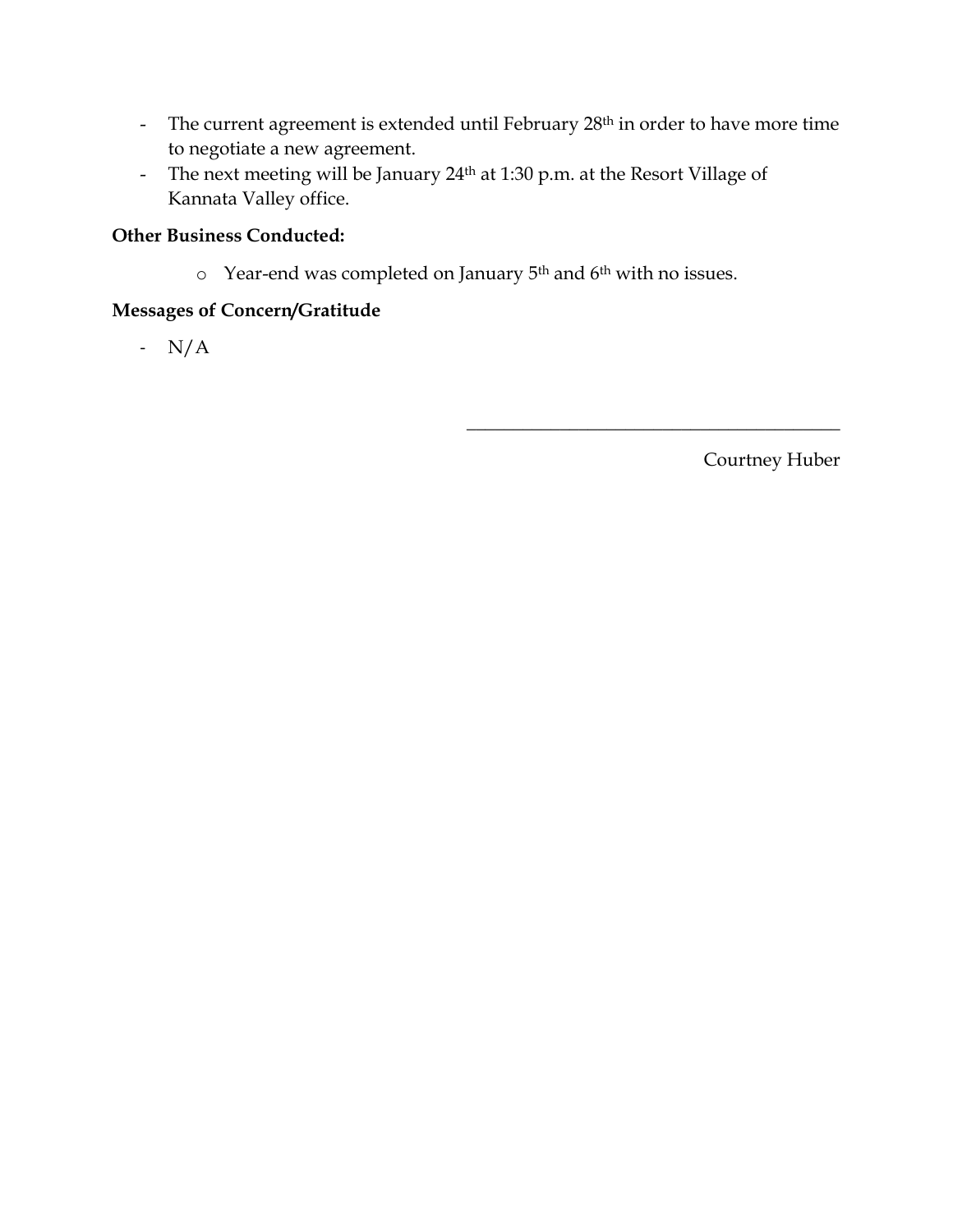- The current agreement is extended until February 28th in order to have more time to negotiate a new agreement.
- The next meeting will be January 24th at 1:30 p.m. at the Resort Village of Kannata Valley office.

**Other Business Conducted:**

- Year-end was completed on January 5th and 6th with no issues.

**Messages of Concern/Gratitude**

- N/A

\_\_\_\_\_\_\_\_\_\_\_\_\_\_\_\_\_\_\_\_\_\_\_\_\_\_\_\_\_\_\_\_\_\_\_\_\_\_\_\_

Courtney Huber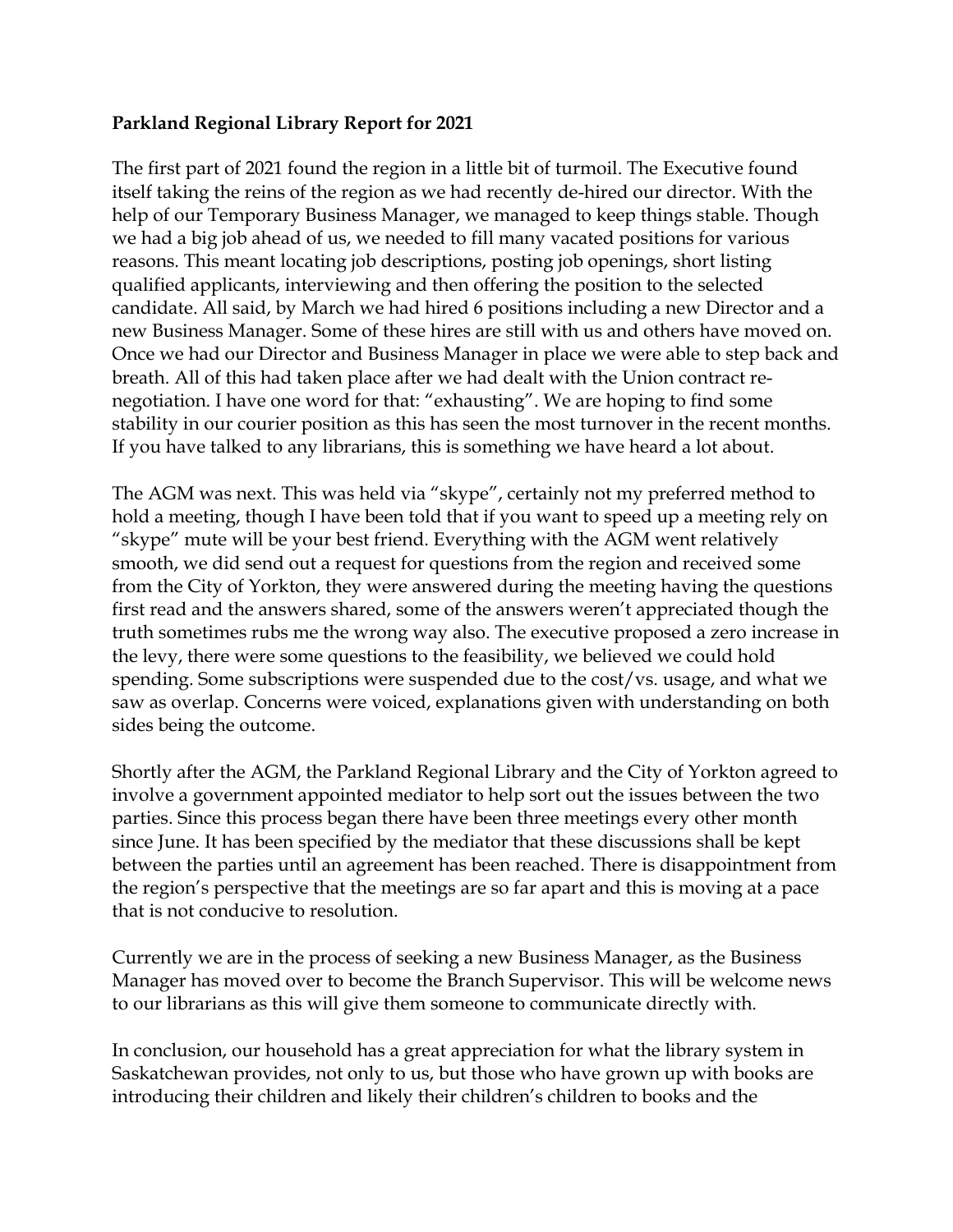**Parkland Regional Library Report for 2021**

The first part of 2021 found the region in a little bit of turmoil. The Executive found itself taking the reins of the region as we had recently de-hired our director. With the help of our Temporary Business Manager, we managed to keep things stable. Though we had a big job ahead of us, we needed to fill many vacated positions for various reasons. This meant locating job descriptions, posting job openings, short listing qualified applicants, interviewing and then offering the position to the selected candidate. All said, by March we had hired 6 positions including a new Director and a new Business Manager. Some of these hires are still with us and others have moved on. Once we had our Director and Business Manager in place we were able to step back and breath. All of this had taken place after we had dealt with the Union contract re-negotiation. I have one word for that: "exhausting". We are hoping to find some stability in our courier position as this has seen the most turnover in the recent months. If you have talked to any librarians, this is something we have heard a lot about.

The AGM was next. This was held via "skype", certainly not my preferred method to hold a meeting, though I have been told that if you want to speed up a meeting rely on "skype" mute will be your best friend. Everything with the AGM went relatively smooth, we did send out a request for questions from the region and received some from the City of Yorkton, they were answered during the meeting having the questions first read and the answers shared, some of the answers weren't appreciated though the truth sometimes rubs me the wrong way also. The executive proposed a zero increase in the levy, there were some questions to the feasibility, we believed we could hold spending. Some subscriptions were suspended due to the cost/vs. usage, and what we saw as overlap. Concerns were voiced, explanations given with understanding on both sides being the outcome.

Shortly after the AGM, the Parkland Regional Library and the City of Yorkton agreed to involve a government appointed mediator to help sort out the issues between the two parties. Since this process began there have been three meetings every other month since June. It has been specified by the mediator that these discussions shall be kept between the parties until an agreement has been reached. There is disappointment from the region's perspective that the meetings are so far apart and this is moving at a pace that is not conducive to resolution.

Currently we are in the process of seeking a new Business Manager, as the Business Manager has moved over to become the Branch Supervisor. This will be welcome news to our librarians as this will give them someone to communicate directly with.

In conclusion, our household has a great appreciation for what the library system in Saskatchewan provides, not only to us, but those who have grown up with books are introducing their children and likely their children's children to books and the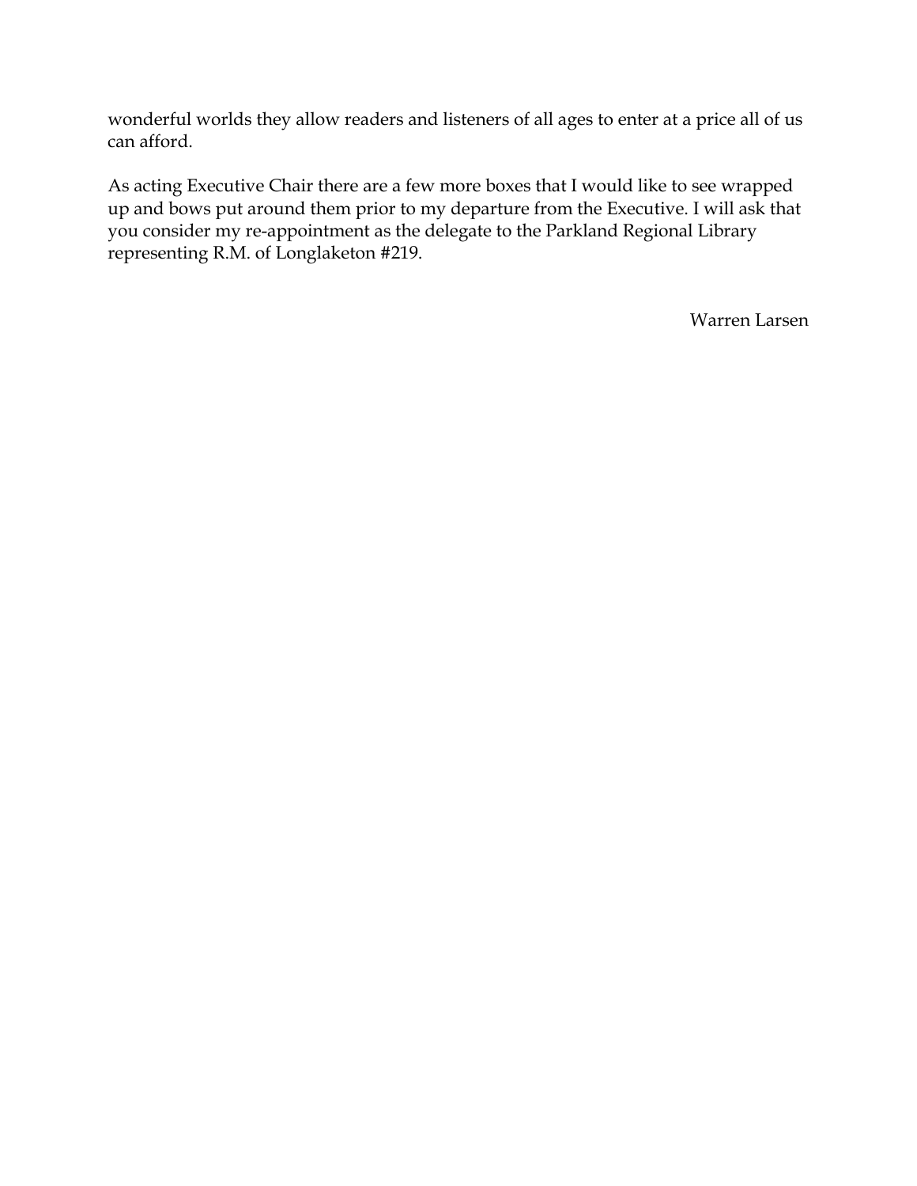wonderful worlds they allow readers and listeners of all ages to enter at a price all of us can afford.

As acting Executive Chair there are a few more boxes that I would like to see wrapped up and bows put around them prior to my departure from the Executive. I will ask that you consider my re-appointment as the delegate to the Parkland Regional Library representing R.M. of Longlaketon #219.

Warren Larsen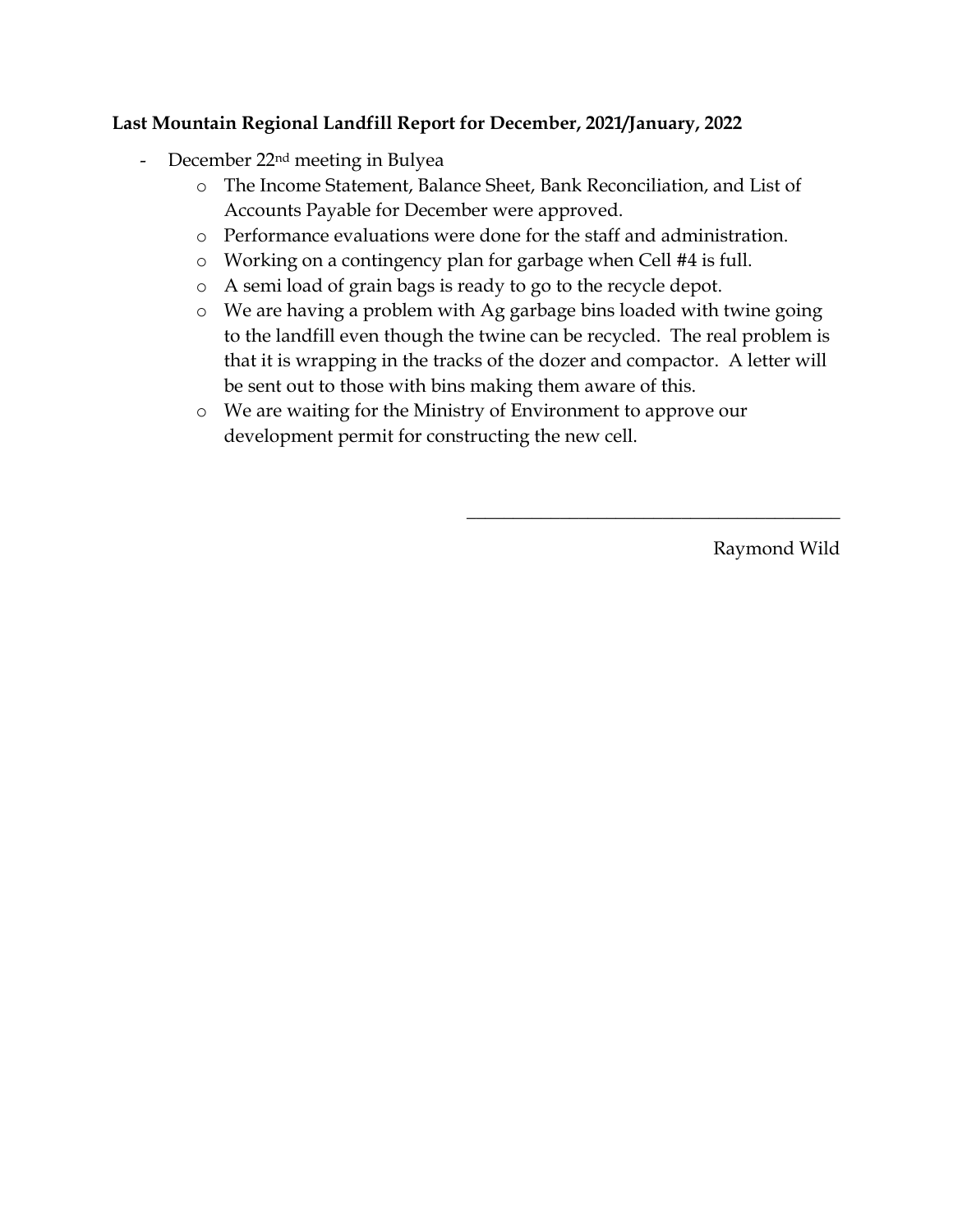**Last Mountain Regional Landfill Report for December, 2021/January, 2022**

- December 22nd meeting in Bulyea
  - The Income Statement, Balance Sheet, Bank Reconciliation, and List of Accounts Payable for December were approved.
  - Performance evaluations were done for the staff and administration.
  - Working on a contingency plan for garbage when Cell #4 is full.
  - A semi load of grain bags is ready to go to the recycle depot.
  - We are having a problem with Ag garbage bins loaded with twine going to the landfill even though the twine can be recycled. The real problem is that it is wrapping in the tracks of the dozer and compactor. A letter will be sent out to those with bins making them aware of this.
  - We are waiting for the Ministry of Environment to approve our development permit for constructing the new cell.

\_\_\_\_\_\_\_\_\_\_\_\_\_\_\_\_\_\_\_\_\_\_\_\_\_\_\_\_\_\_\_\_\_\_\_\_\_\_\_\_

Raymond Wild